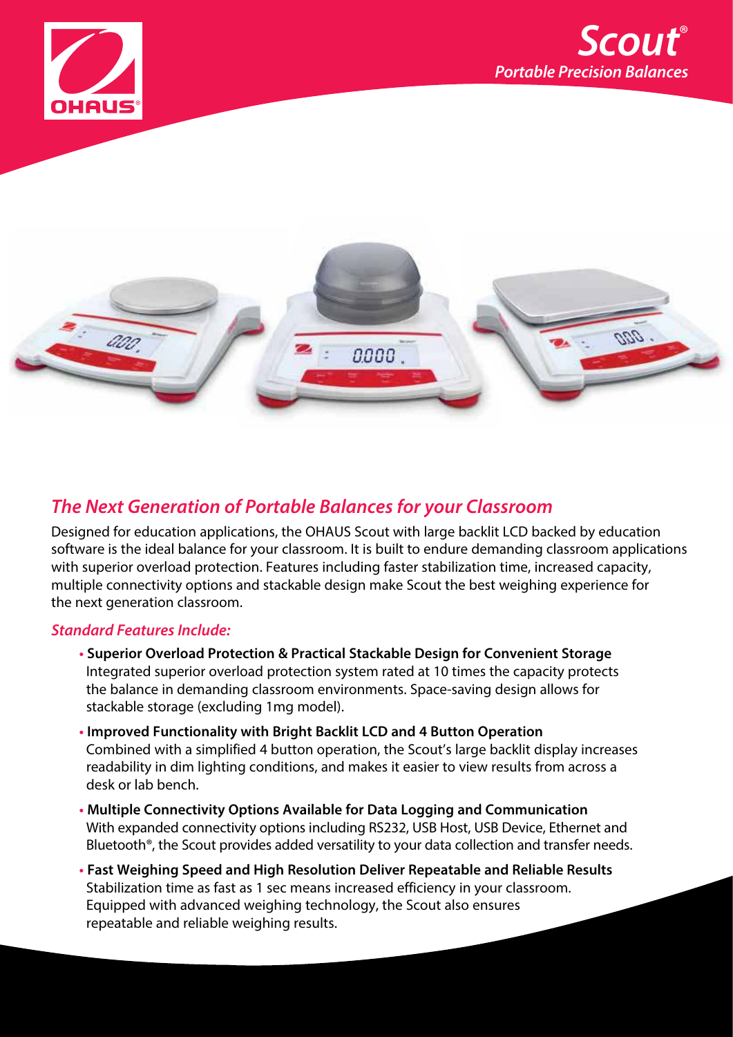# Scout®

## Portable Precision Balances

## *The Next Generation of Portable Balances for your Classroom*

Designed for education applications, the OHAUS Scout with large backlit LCD backed by education software is the ideal balance for your classroom. It is built to endure demanding classroom applications with superior overload protection. Features including faster stabilization time, increased capacity, multiple connectivity options and stackable design make Scout the best weighing experience for the next generation classroom.

### *Standard Features Include:*

- **Superior Overload Protection & Practical Stackable Design for Convenient Storage**
  Integrated superior overload protection system rated at 10 times the capacity protects the balance in demanding classroom environments. Space-saving design allows for stackable storage (excluding 1mg model).
- **Improved Functionality with Bright Backlit LCD and 4 Button Operation**
  Combined with a simplified 4 button operation, the Scout's large backlit display increases readability in dim lighting conditions, and makes it easier to view results from across a desk or lab bench.
- **Multiple Connectivity Options Available for Data Logging and Communication**
  With expanded connectivity options including RS232, USB Host, USB Device, Ethernet and Bluetooth®, the Scout provides added versatility to your data collection and transfer needs.
- **Fast Weighing Speed and High Resolution Deliver Repeatable and Reliable Results**
  Stabilization time as fast as 1 sec means increased efficiency in your classroom. Equipped with advanced weighing technology, the Scout also ensures repeatable and reliable weighing results.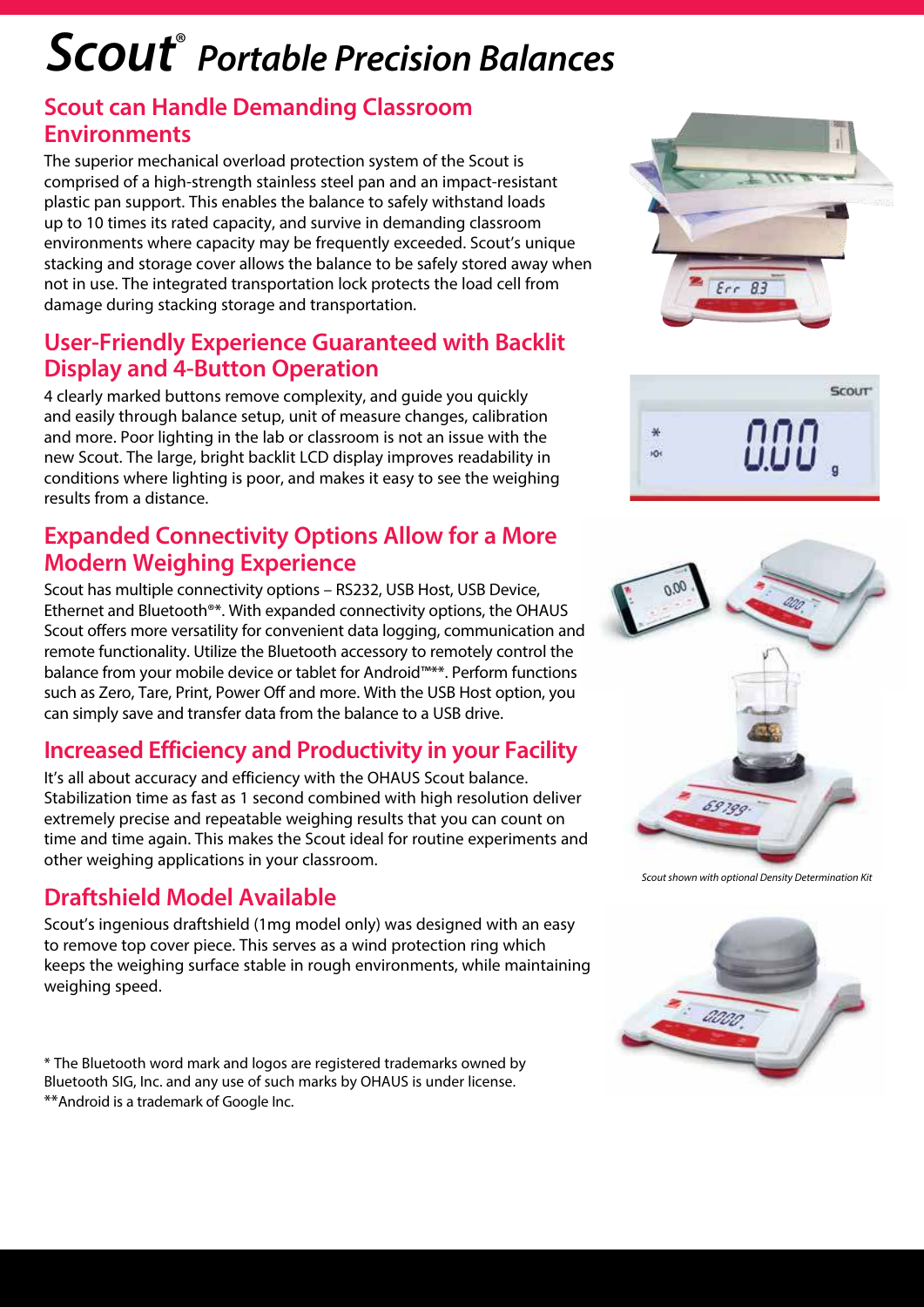# Scout® Portable Precision Balances

## Scout can Handle Demanding Classroom Environments

The superior mechanical overload protection system of the Scout is comprised of a high-strength stainless steel pan and an impact-resistant plastic pan support. This enables the balance to safely withstand loads up to 10 times its rated capacity, and survive in demanding classroom environments where capacity may be frequently exceeded. Scout's unique stacking and storage cover allows the balance to be safely stored away when not in use. The integrated transportation lock protects the load cell from damage during stacking storage and transportation.

## User-Friendly Experience Guaranteed with Backlit Display and 4-Button Operation

4 clearly marked buttons remove complexity, and guide you quickly and easily through balance setup, unit of measure changes, calibration and more. Poor lighting in the lab or classroom is not an issue with the new Scout. The large, bright backlit LCD display improves readability in conditions where lighting is poor, and makes it easy to see the weighing results from a distance.

## Expanded Connectivity Options Allow for a More Modern Weighing Experience

Scout has multiple connectivity options – RS232, USB Host, USB Device, Ethernet and Bluetooth®*. With expanded connectivity options, the OHAUS Scout offers more versatility for convenient data logging, communication and remote functionality. Utilize the Bluetooth accessory to remotely control the balance from your mobile device or tablet for Android™**. Perform functions such as Zero, Tare, Print, Power Off and more. With the USB Host option, you can simply save and transfer data from the balance to a USB drive.

## Increased Efficiency and Productivity in your Facility

It's all about accuracy and efficiency with the OHAUS Scout balance. Stabilization time as fast as 1 second combined with high resolution deliver extremely precise and repeatable weighing results that you can count on time and time again. This makes the Scout ideal for routine experiments and other weighing applications in your classroom.

*Scout shown with optional Density Determination Kit*

## Draftshield Model Available

Scout's ingenious draftshield (1mg model only) was designed with an easy to remove top cover piece. This serves as a wind protection ring which keeps the weighing surface stable in rough environments, while maintaining weighing speed.

\* The Bluetooth word mark and logos are registered trademarks owned by Bluetooth SIG, Inc. and any use of such marks by OHAUS is under license.
\*\*Android is a trademark of Google Inc.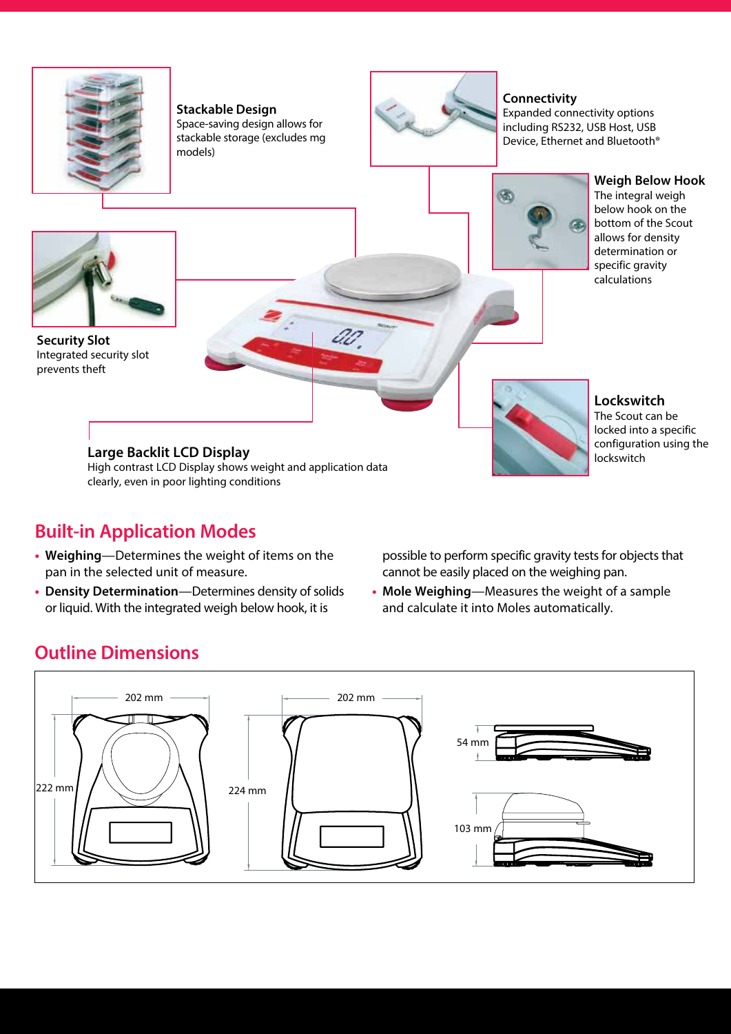### Stackable Design

Space-saving design allows for stackable storage (excludes mg models)

### Connectivity

Expanded connectivity options including RS232, USB Host, USB Device, Ethernet and Bluetooth®

### Weigh Below Hook

The integral weigh below hook on the bottom of the Scout allows for density determination or specific gravity calculations

### Security Slot

Integrated security slot prevents theft

### Lockswitch

The Scout can be locked into a specific configuration using the lockswitch

### Large Backlit LCD Display

High contrast LCD Display shows weight and application data clearly, even in poor lighting conditions

## Built-in Application Modes

- **Weighing**—Determines the weight of items on the pan in the selected unit of measure.
- **Density Determination**—Determines density of solids or liquid. With the integrated weigh below hook, it is possible to perform specific gravity tests for objects that cannot be easily placed on the weighing pan.
- **Mole Weighing**—Measures the weight of a sample and calculate it into Moles automatically.

## Outline Dimensions

202 mm

222 mm

202 mm

224 mm

54 mm

103 mm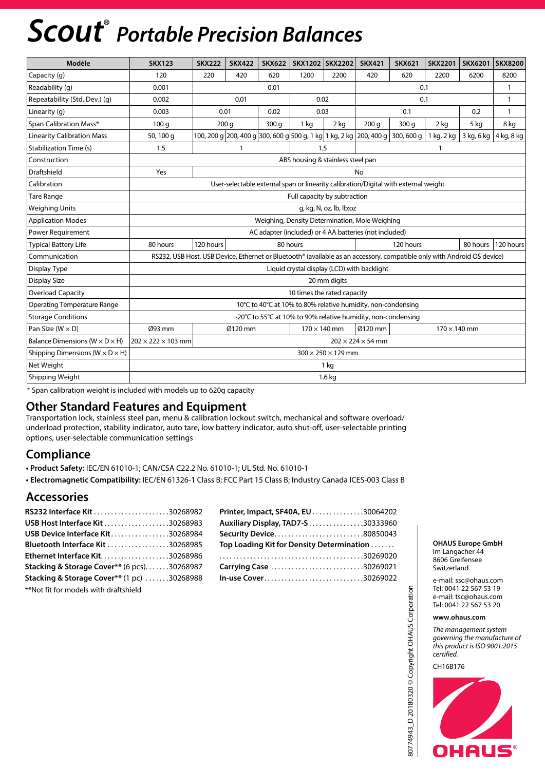# *Scout®* *Portable Precision Balances*

| Modèle | SKX123 | SKX222 | SKX422 | SKX622 | SKX1202 | SKX2202 | SKX421 | SKX621 | SKX2201 | SKX6201 | SKX8200 |
|---|---|---|---|---|---|---|---|---|---|---|---|
| Capacity (g) | 120 | 220 | 420 | 620 | 1200 | 2200 | 420 | 620 | 2200 | 6200 | 8200 |
| Readability (g) | 0.001 | 0.01 | | | | | 0.1 | | | | 1 |
| Repeatability (Std. Dev.) (g) | 0.002 | 0.01 | | | 0.02 | | 0.1 | | | | 1 |
| Linearity (g) | 0.003 | 0.01 | | 0.02 | 0.03 | | 0.1 | | | 0.2 | 1 |
| Span Calibration Mass* | 100 g | 200 g | | 300 g | 1 kg | 2 kg | 200 g | 300 g | 2 kg | 5 kg | 8 kg |
| Linearity Calibration Mass | 50, 100 g | 100, 200 g | 200, 400 g | 300, 600 g | 500 g, 1 kg | 1 kg, 2 kg | 200, 400 g | 300, 600 g | 1 kg, 2 kg | 3 kg, 6 kg | 4 kg, 8 kg |
| Stabilization Time (s) | 1.5 | 1 | | | 1.5 | | 1 | | | | |
| Construction | ABS housing & stainless steel pan | | | | | | | | | | |
| Draftshield | Yes | No | | | | | | | | | |
| Calibration | User-selectable external span or linearity calibration/Digital with external weight | | | | | | | | | | |
| Tare Range | Full capacity by subtraction | | | | | | | | | | |
| Weighing Units | g, kg, N, oz, lb, lb:oz | | | | | | | | | | |
| Application Modes | Weighing, Density Determination, Mole Weighing | | | | | | | | | | |
| Power Requirement | AC adapter (included) or 4 AA batteries (not included) | | | | | | | | | | |
| Typical Battery Life | 80 hours | 120 hours | 80 hours | | | | 120 hours | | | 80 hours | 120 hours |
| Communication | RS232, USB Host, USB Device, Ethernet or Bluetooth® (available as an accessory, compatible only with Android OS device) | | | | | | | | | | |
| Display Type | Liquid crystal display (LCD) with backlight | | | | | | | | | | |
| Display Size | 20 mm digits | | | | | | | | | | |
| Overload Capacity | 10 times the rated capacity | | | | | | | | | | |
| Operating Temperature Range | 10°C to 40°C at 10% to 80% relative humidity, non-condensing | | | | | | | | | | |
| Storage Conditions | -20°C to 55°C at 10% to 90% relative humidity, non-condensing | | | | | | | | | | |
| Pan Size (W × D) | Ø93 mm | Ø120 mm | | | 170 × 140 mm | | Ø120 mm | 170 × 140 mm | | | |
| Balance Dimensions (W × D × H) | 202 × 222 × 103 mm | 202 × 224 × 54 mm | | | | | | | | | |
| Shipping Dimensions (W × D × H) | 300 × 250 × 129 mm | | | | | | | | | | |
| Net Weight | 1 kg | | | | | | | | | | |
| Shipping Weight | 1.6 kg | | | | | | | | | | |

* Span calibration weight is included with models up to 620g capacity

## Other Standard Features and Equipment

Transportation lock, stainless steel pan, menu & calibration lockout switch, mechanical and software overload/underload protection, stability indicator, auto tare, low battery indicator, auto shut-off, user-selectable printing options, user-selectable communication settings

## Compliance

- **Product Safety:** IEC/EN 61010-1; CAN/CSA C22.2 No. 61010-1; UL Std. No. 61010-1
- **Electromagnetic Compatibility:** IEC/EN 61326-1 Class B; FCC Part 15 Class B; Industry Canada ICES-003 Class B

## Accessories

**RS232 Interface Kit**......................30268982
**USB Host Interface Kit**..................30268983
**USB Device Interface Kit**................80850043
**Bluetooth Interface Kit**..................30268985
**Ethernet Interface Kit**...................30268986
**Stacking & Storage Cover**** (6 pcs).......30268987
**Stacking & Storage Cover**** (1 pc) .......30268988

**Not fit for models with draftshield

**Printer, Impact, SF40A, EU**..............30064202
**Auxiliary Display, TAD7-S**................30333960
**Security Device**.........................80850043
**Top Loading Kit for Density Determination**.......
..........................................30269020
**Carrying Case** ...........................30269021
**In-use Cover**............................30269022

80774943_D 20180320 © Copyright OHAUS Corporation

**OHAUS Europe GmbH**
Im Langacher 44
8606 Greifensee
Switzerland

e-mail: ssc@ohaus.com
Tel: 0041 22 567 53 19
e-mail: tsc@ohaus.com
Tel: 0041 22 567 53 20

**www.ohaus.com**

*The management system governing the manufacture of this product is ISO 9001:2015 certified.*

CH16B176

OHAUS®